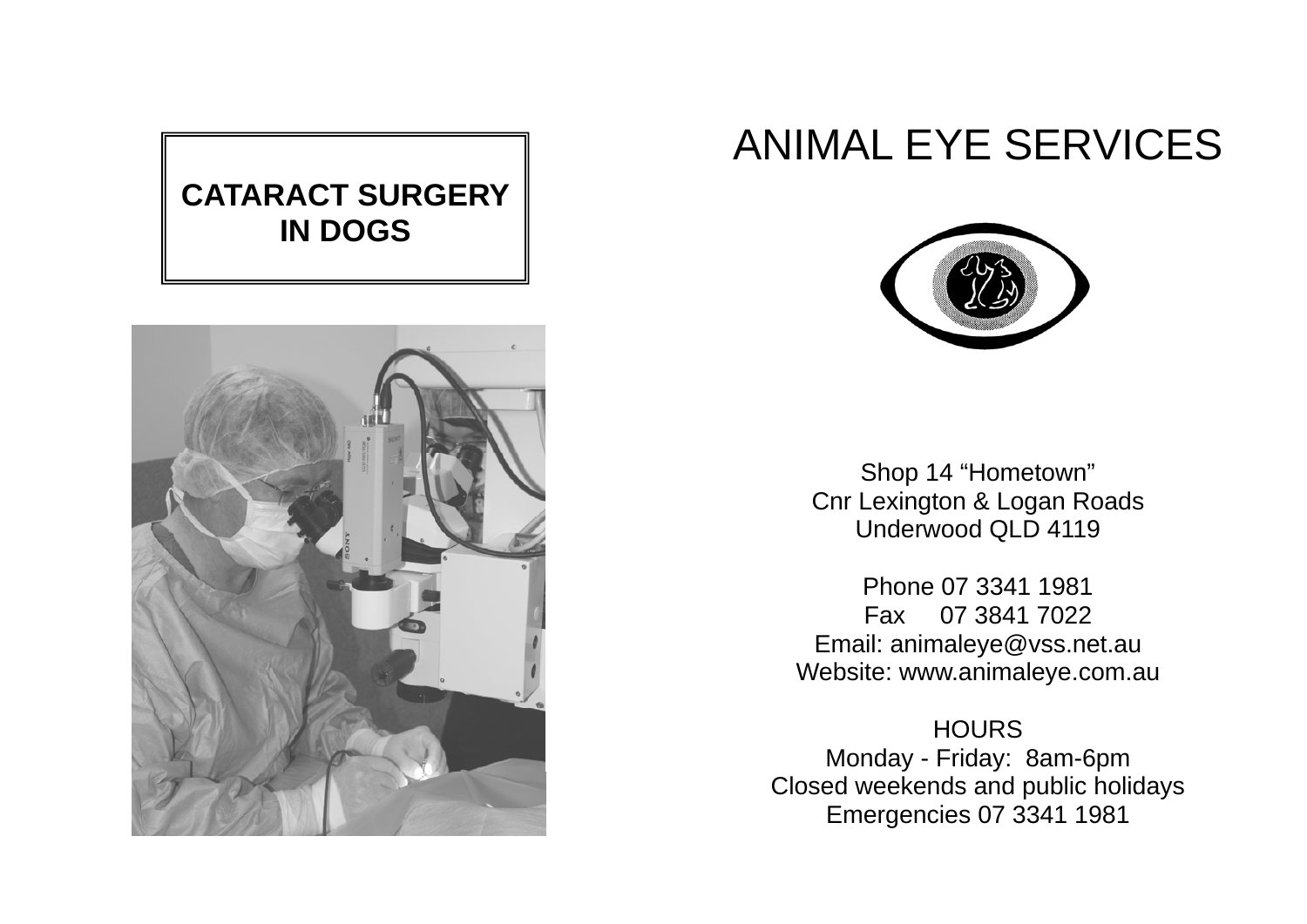# CATARACT SURGERY IN DOGS

# ANIMAL EYE SERVICES

Shop 14 “Hometown”
Cnr Lexington & Logan Roads
Underwood QLD 4119

Phone 07 3341 1981
Fax 07 3841 7022
Email: animaleye@vss.net.au
Website: www.animaleye.com.au

HOURS
Monday - Friday: 8am-6pm
Closed weekends and public holidays
Emergencies 07 3341 1981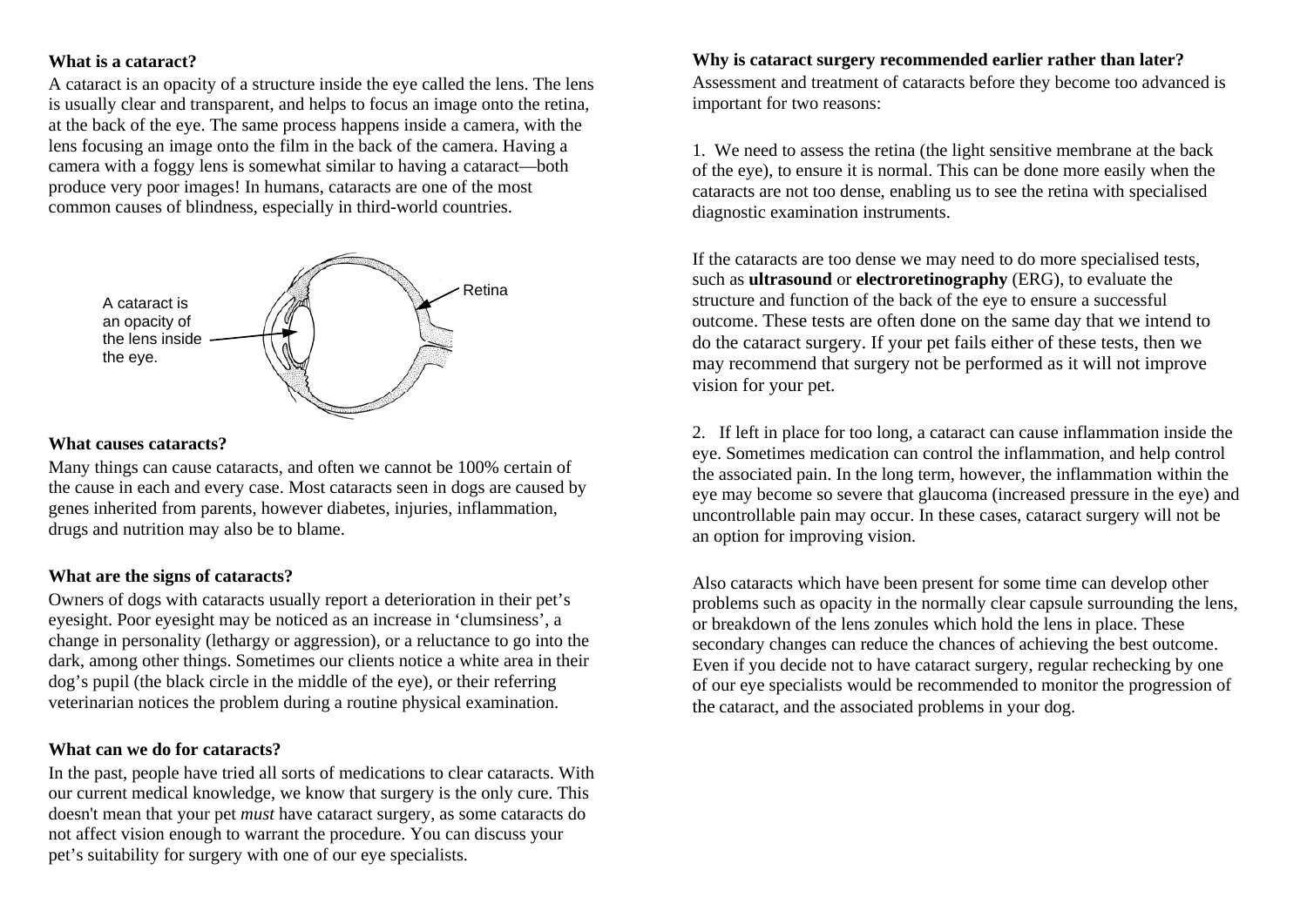### What is a cataract?

A cataract is an opacity of a structure inside the eye called the lens. The lens is usually clear and transparent, and helps to focus an image onto the retina, at the back of the eye. The same process happens inside a camera, with the lens focusing an image onto the film in the back of the camera. Having a camera with a foggy lens is somewhat similar to having a cataract—both produce very poor images! In humans, cataracts are one of the most common causes of blindness, especially in third-world countries.

A cataract is an opacity of the lens inside the eye.

Retina

### What causes cataracts?

Many things can cause cataracts, and often we cannot be 100% certain of the cause in each and every case. Most cataracts seen in dogs are caused by genes inherited from parents, however diabetes, injuries, inflammation, drugs and nutrition may also be to blame.

### What are the signs of cataracts?

Owners of dogs with cataracts usually report a deterioration in their pet's eyesight. Poor eyesight may be noticed as an increase in 'clumsiness', a change in personality (lethargy or aggression), or a reluctance to go into the dark, among other things. Sometimes our clients notice a white area in their dog's pupil (the black circle in the middle of the eye), or their referring veterinarian notices the problem during a routine physical examination.

### What can we do for cataracts?

In the past, people have tried all sorts of medications to clear cataracts. With our current medical knowledge, we know that surgery is the only cure. This doesn't mean that your pet *must* have cataract surgery, as some cataracts do not affect vision enough to warrant the procedure. You can discuss your pet's suitability for surgery with one of our eye specialists.

### Why is cataract surgery recommended earlier rather than later?

Assessment and treatment of cataracts before they become too advanced is important for two reasons:

1. We need to assess the retina (the light sensitive membrane at the back of the eye), to ensure it is normal. This can be done more easily when the cataracts are not too dense, enabling us to see the retina with specialised diagnostic examination instruments.

If the cataracts are too dense we may need to do more specialised tests, such as **ultrasound** or **electroretinography** (ERG), to evaluate the structure and function of the back of the eye to ensure a successful outcome. These tests are often done on the same day that we intend to do the cataract surgery. If your pet fails either of these tests, then we may recommend that surgery not be performed as it will not improve vision for your pet.

2. If left in place for too long, a cataract can cause inflammation inside the eye. Sometimes medication can control the inflammation, and help control the associated pain. In the long term, however, the inflammation within the eye may become so severe that glaucoma (increased pressure in the eye) and uncontrollable pain may occur. In these cases, cataract surgery will not be an option for improving vision.

Also cataracts which have been present for some time can develop other problems such as opacity in the normally clear capsule surrounding the lens, or breakdown of the lens zonules which hold the lens in place. These secondary changes can reduce the chances of achieving the best outcome. Even if you decide not to have cataract surgery, regular rechecking by one of our eye specialists would be recommended to monitor the progression of the cataract, and the associated problems in your dog.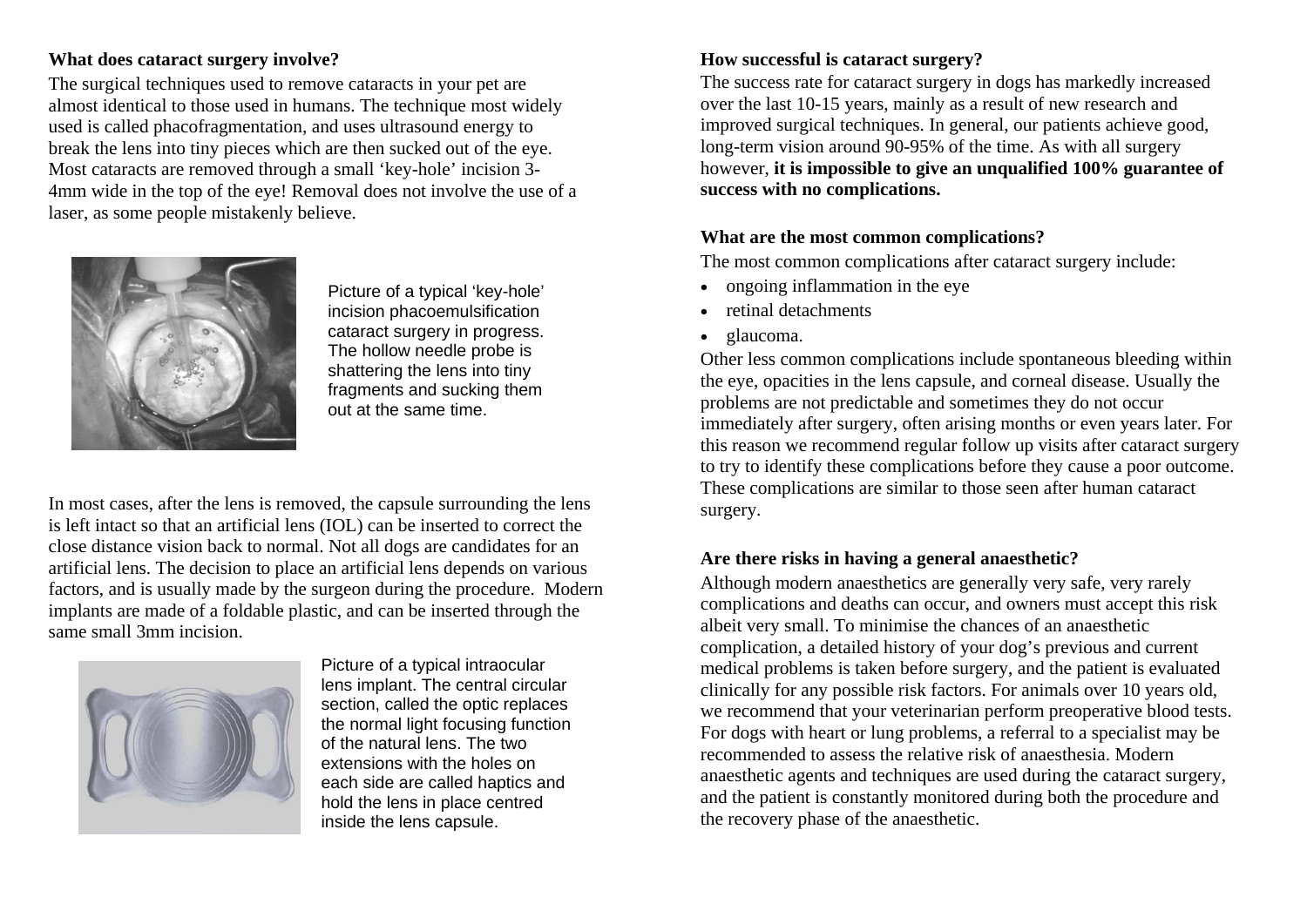### What does cataract surgery involve?

The surgical techniques used to remove cataracts in your pet are almost identical to those used in humans. The technique most widely used is called phacofragmentation, and uses ultrasound energy to break the lens into tiny pieces which are then sucked out of the eye. Most cataracts are removed through a small 'key-hole' incision 3-4mm wide in the top of the eye! Removal does not involve the use of a laser, as some people mistakenly believe.

Picture of a typical 'key-hole' incision phacoemulsification cataract surgery in progress. The hollow needle probe is shattering the lens into tiny fragments and sucking them out at the same time.

In most cases, after the lens is removed, the capsule surrounding the lens is left intact so that an artificial lens (IOL) can be inserted to correct the close distance vision back to normal. Not all dogs are candidates for an artificial lens. The decision to place an artificial lens depends on various factors, and is usually made by the surgeon during the procedure. Modern implants are made of a foldable plastic, and can be inserted through the same small 3mm incision.

Picture of a typical intraocular lens implant. The central circular section, called the optic replaces the normal light focusing function of the natural lens. The two extensions with the holes on each side are called haptics and hold the lens in place centred inside the lens capsule.

### How successful is cataract surgery?

The success rate for cataract surgery in dogs has markedly increased over the last 10-15 years, mainly as a result of new research and improved surgical techniques. In general, our patients achieve good, long-term vision around 90-95% of the time. As with all surgery however, **it is impossible to give an unqualified 100% guarantee of success with no complications.**

### What are the most common complications?

The most common complications after cataract surgery include:

- ongoing inflammation in the eye
- retinal detachments
- glaucoma.

Other less common complications include spontaneous bleeding within the eye, opacities in the lens capsule, and corneal disease. Usually the problems are not predictable and sometimes they do not occur immediately after surgery, often arising months or even years later. For this reason we recommend regular follow up visits after cataract surgery to try to identify these complications before they cause a poor outcome. These complications are similar to those seen after human cataract surgery.

### Are there risks in having a general anaesthetic?

Although modern anaesthetics are generally very safe, very rarely complications and deaths can occur, and owners must accept this risk albeit very small. To minimise the chances of an anaesthetic complication, a detailed history of your dog's previous and current medical problems is taken before surgery, and the patient is evaluated clinically for any possible risk factors. For animals over 10 years old, we recommend that your veterinarian perform preoperative blood tests. For dogs with heart or lung problems, a referral to a specialist may be recommended to assess the relative risk of anaesthesia. Modern anaesthetic agents and techniques are used during the cataract surgery, and the patient is constantly monitored during both the procedure and the recovery phase of the anaesthetic.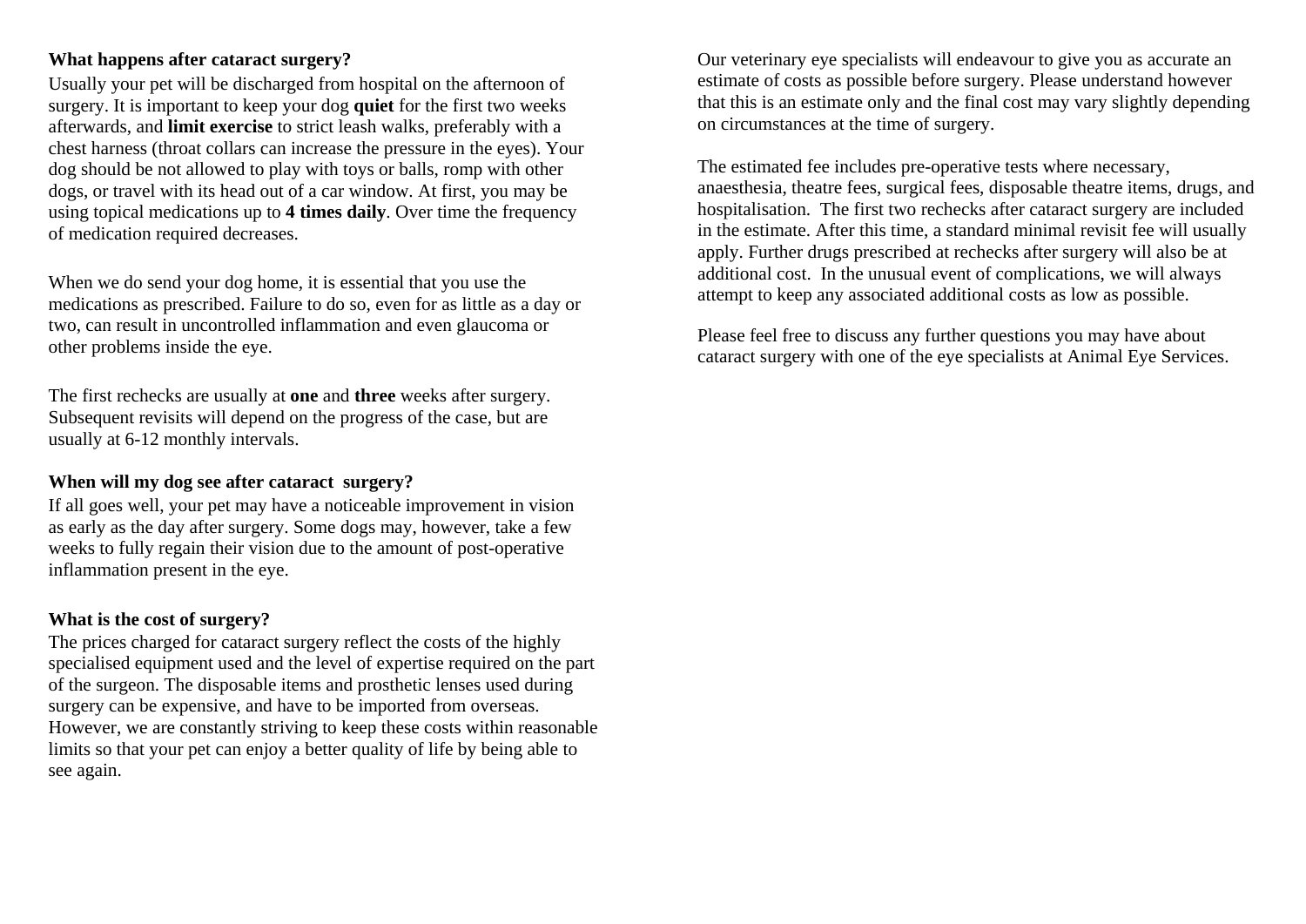## What happens after cataract surgery?

Usually your pet will be discharged from hospital on the afternoon of surgery. It is important to keep your dog **quiet** for the first two weeks afterwards, and **limit exercise** to strict leash walks, preferably with a chest harness (throat collars can increase the pressure in the eyes). Your dog should be not allowed to play with toys or balls, romp with other dogs, or travel with its head out of a car window. At first, you may be using topical medications up to **4 times daily**. Over time the frequency of medication required decreases.

When we do send your dog home, it is essential that you use the medications as prescribed. Failure to do so, even for as little as a day or two, can result in uncontrolled inflammation and even glaucoma or other problems inside the eye.

The first rechecks are usually at **one** and **three** weeks after surgery. Subsequent revisits will depend on the progress of the case, but are usually at 6-12 monthly intervals.

## When will my dog see after cataract surgery?

If all goes well, your pet may have a noticeable improvement in vision as early as the day after surgery. Some dogs may, however, take a few weeks to fully regain their vision due to the amount of post-operative inflammation present in the eye.

## What is the cost of surgery?

The prices charged for cataract surgery reflect the costs of the highly specialised equipment used and the level of expertise required on the part of the surgeon. The disposable items and prosthetic lenses used during surgery can be expensive, and have to be imported from overseas. However, we are constantly striving to keep these costs within reasonable limits so that your pet can enjoy a better quality of life by being able to see again.

Our veterinary eye specialists will endeavour to give you as accurate an estimate of costs as possible before surgery. Please understand however that this is an estimate only and the final cost may vary slightly depending on circumstances at the time of surgery.

The estimated fee includes pre-operative tests where necessary, anaesthesia, theatre fees, surgical fees, disposable theatre items, drugs, and hospitalisation. The first two rechecks after cataract surgery are included in the estimate. After this time, a standard minimal revisit fee will usually apply. Further drugs prescribed at rechecks after surgery will also be at additional cost. In the unusual event of complications, we will always attempt to keep any associated additional costs as low as possible.

Please feel free to discuss any further questions you may have about cataract surgery with one of the eye specialists at Animal Eye Services.